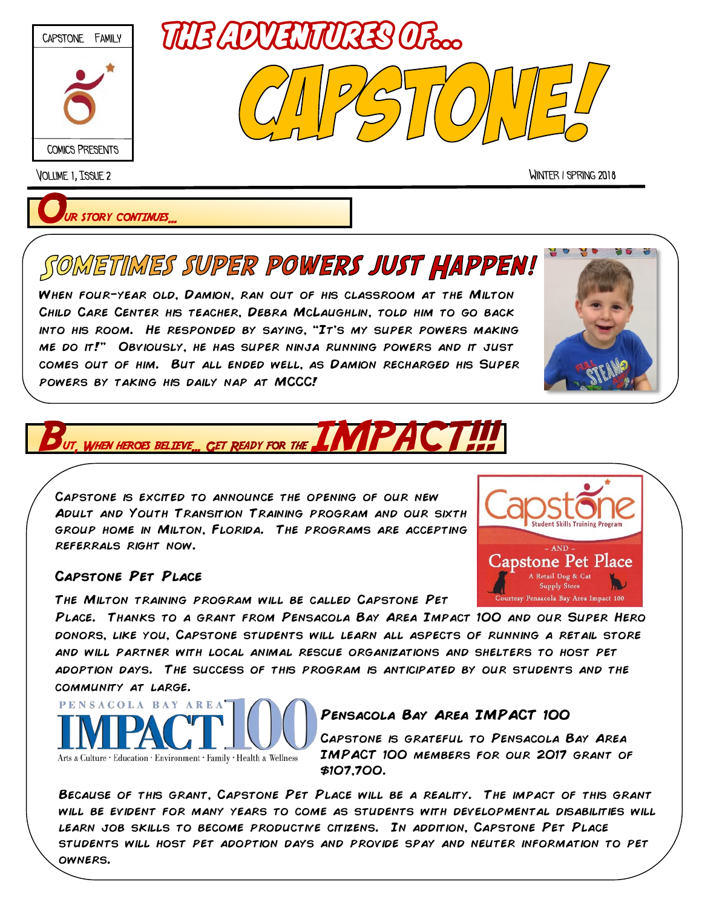CAPSTONE FAMILY

COMICS PRESENTS

# THE ADVENTURES OF...

# CAPSTONE!

Volume 1, Issue 2

Winter / Spring 2018

## Our story continues...

## Sometimes Super Powers Just Happen!

When four-year old, Damion, ran out of his classroom at the Milton Child Care Center his teacher, Debra McLaughlin, told him to go back into his room. He responded by saying, "It's my super powers making me do it!" Obviously, he has super ninja running powers and it just comes out of him. But all ended well, as Damion recharged his Super Powers by taking his daily nap at MCCC!

## But, when heroes believe... get ready for the IMPACT!!!

Capstone is excited to announce the opening of our new Adult and Youth Transition Training program and our sixth group home in Milton, Florida. The programs are accepting referrals right now.

Capstone Student Skills Training Program

~ AND ~

Capstone Pet Place

A Retail Dog & Cat Supply Store

Courtesy Pensacola Bay Area Impact 100

### Capstone Pet Place

The Milton training program will be called Capstone Pet Place. Thanks to a grant from Pensacola Bay Area Impact 100 and our Super Hero donors, like you, Capstone students will learn all aspects of running a retail store and will partner with local animal rescue organizations and shelters to host pet adoption days. The success of this program is anticipated by our students and the community at large.

PENSACOLA BAY AREA IMPACT 100

Arts & Culture · Education · Environment · Family · Health & Wellness

### Pensacola Bay Area IMPACT 100

Capstone is grateful to Pensacola Bay Area IMPACT 100 members for our 2017 grant of $107,700.

Because of this grant, Capstone Pet Place will be a reality. The impact of this grant will be evident for many years to come as students with developmental disabilities will learn job skills to become productive citizens. In addition, Capstone Pet Place students will host pet adoption days and provide spay and neuter information to pet owners.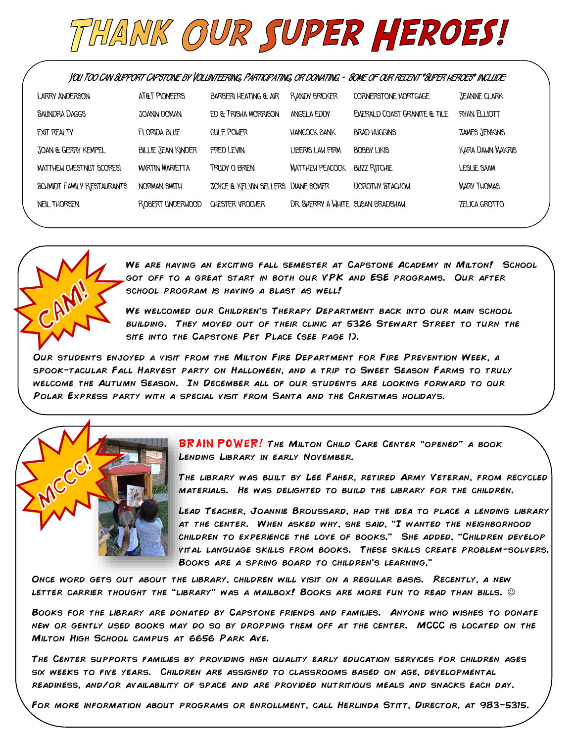# Thank Our Super Heroes!

You too can support Capstone by volunteering, participating, or donating - some of our recent "Super Heroes" include:

| | | | | | |
|---|---|---|---|---|---|
| Larry Anderson | AT&T Pioneers | Barberi Heating & Air | Randy Bricker | Cornerstone Mortgage | Jeanne Clark |
| Saundra Daggs | JoAnn Doman | Ed & Trisha Morrison | Angela Eddy | Emerald Coast Granite & Tile | Ryan Elliott |
| Exit Realty | Florida Blue | Gulf Power | Hancock Bank | Brad Huggins | James Jenkins |
| Joan & Gerry Kempel | Billie Jean Kinder | Fred Levin | Liberis Law Firm | Bobby Likis | Kara Dawn Makris |
| Matthew Chestnut Scores! | Martin Marietta | Trudy O Brien | Matthew Peacock | Buzz Ritchie | Leslie Saam |
| Schmidt Family Restaurants | Norman Smith | Joyce & Kelvin Sellers | Diane Somer | Dorothy Stachow | Mary Thomas |
| Neil Thorsen | Robert Underwood | Chester Vrocher | Dr. Sherry A White | Susan Bradshaw | Zelica Grotto |

## CAM!

We are having an exciting fall semester at Capstone Academy in Milton! School got off to a great start in both our VPK and ESE programs. Our after school program is having a blast as well!

We welcomed our Children's Therapy Department back into our main school building. They moved out of their clinic at 5326 Stewart Street to turn the site into the Capstone Pet Place (see page 1).

Our students enjoyed a visit from the Milton Fire Department for Fire Prevention Week, a spook-tacular Fall Harvest party on Halloween, and a trip to Sweet Season Farms to truly welcome the Autumn Season. In December all of our students are looking forward to our Polar Express party with a special visit from Santa and the Christmas holidays.

## MCCC!

**BRAIN POWER!** The Milton Child Care Center "opened" a book Lending Library in early November.

The library was built by Lee Faher, retired Army Veteran, from recycled materials. He was delighted to build the library for the children.

Lead Teacher, Joannie Broussard, had the idea to place a lending library at the center. When asked why, she said, "I wanted the neighborhood children to experience the love of books." She added, "Children develop vital language skills from books. These skills create problem-solvers. Books are a spring board to children's learning."

Once word gets out about the library, children will visit on a regular basis. Recently, a new letter carrier thought the "library" was a mailbox! Books are more fun to read than bills. ☺

Books for the library are donated by Capstone friends and families. Anyone who wishes to donate new or gently used books may do so by dropping them off at the center. MCCC is located on the Milton High School campus at 6656 Park Ave.

The Center supports families by providing high quality early education services for children ages six weeks to five years. Children are assigned to classrooms based on age, developmental readiness, and/or availability of space and are provided nutritious meals and snacks each day.

For more information about programs or enrollment, call Herlinda Stitt, Director, at 983-5315.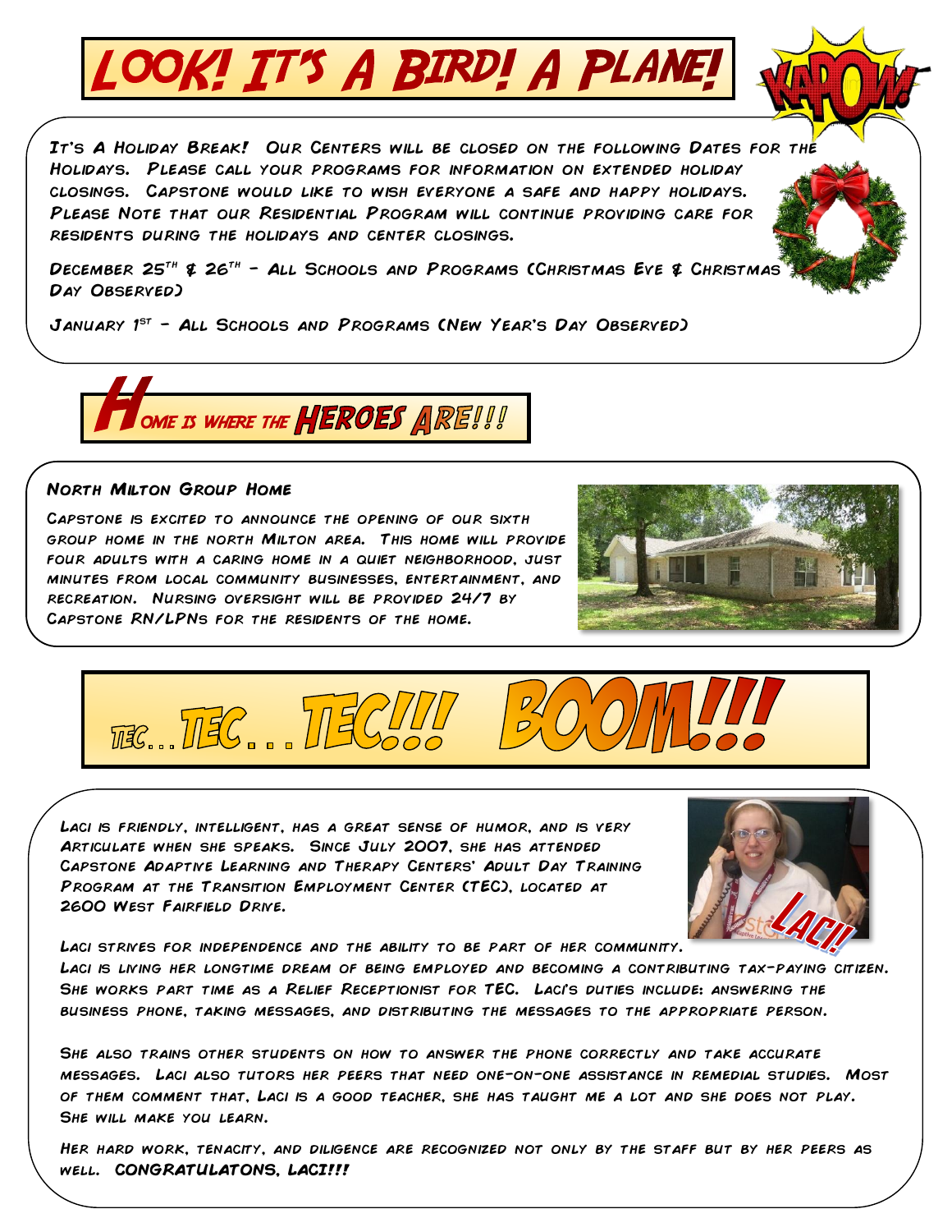# Look! It's a Bird! A Plane!

KAPOW!

It's A Holiday Break! Our Centers will be closed on the following Dates for the Holidays. Please call your programs for information on extended holiday closings. Capstone would like to wish everyone a safe and happy holidays. Please Note that our Residential Program will continue providing care for residents during the holidays and center closings.

December 25th & 26th – All Schools and Programs (Christmas Eve & Christmas Day Observed)

January 1st – All Schools and Programs (New Year's Day Observed)

# Home is where the Heroes Are!!!

### North Milton Group Home

Capstone is excited to announce the opening of our sixth group home in the north Milton area. This home will provide four adults with a caring home in a quiet neighborhood, just minutes from local community businesses, entertainment, and recreation. Nursing oversight will be provided 24/7 by Capstone RN/LPNs for the residents of the home.

# TEC…TEC…TEC!!! BOOM!!!

Laci is friendly, intelligent, has a great sense of humor, and is very Articulate when she speaks. Since July 2007, she has attended Capstone Adaptive Learning and Therapy Centers' Adult Day Training Program at the Transition Employment Center (TEC), located at 2600 West Fairfield Drive.

LACI!!

Laci strives for independence and the ability to be part of her community. Laci is living her longtime dream of being employed and becoming a contributing tax-paying citizen. She works part time as a Relief Receptionist for TEC. Laci's duties include: answering the business phone, taking messages, and distributing the messages to the appropriate person.

She also trains other students on how to answer the phone correctly and take accurate messages. Laci also tutors her peers that need one-on-one assistance in remedial studies. Most of them comment that, Laci is a good teacher, she has taught me a lot and she does not play. She will make you learn.

Her hard work, tenacity, and diligence are recognized not only by the staff but by her peers as well. **CONGRATULATONS, LACI!!!**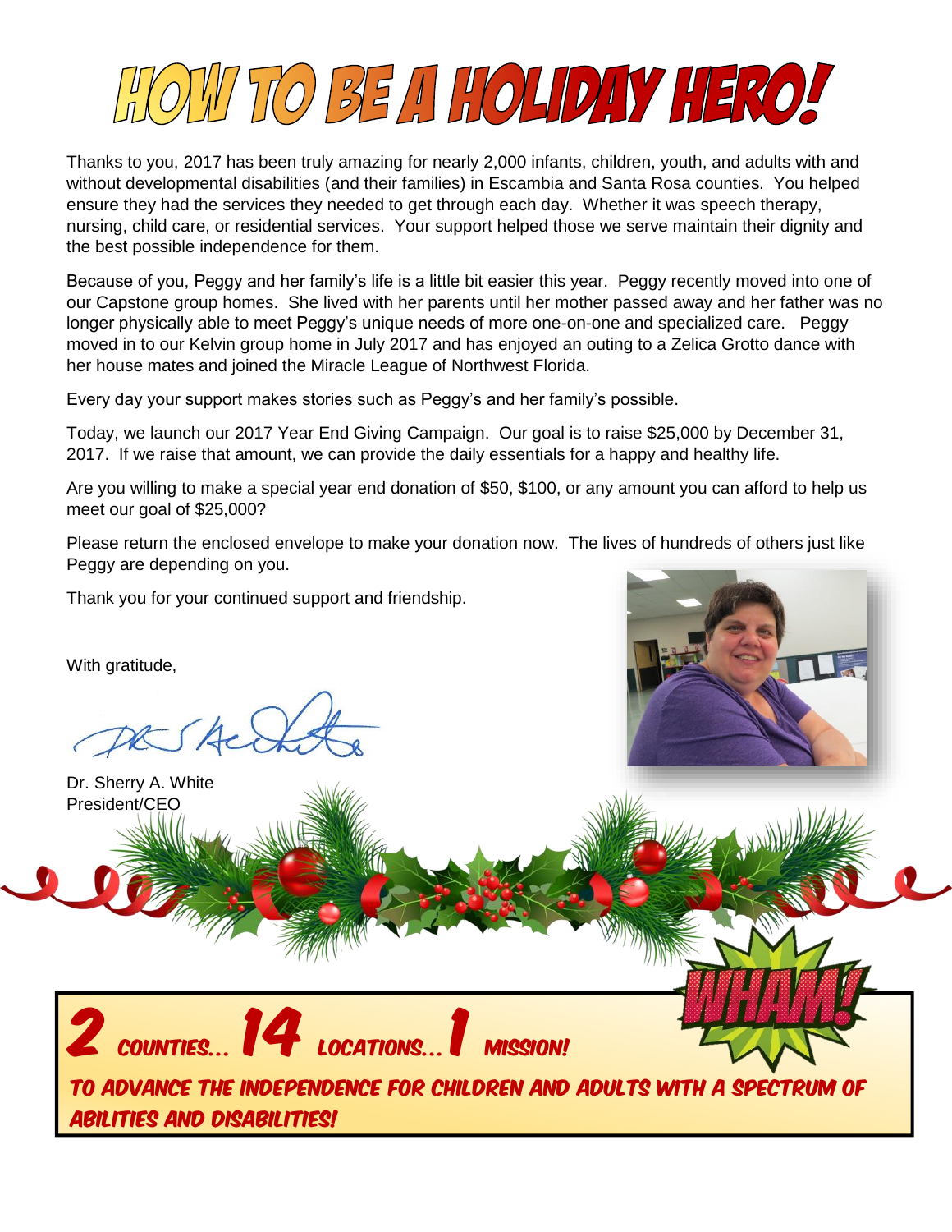# HOW TO BE A HOLIDAY HERO!

Thanks to you, 2017 has been truly amazing for nearly 2,000 infants, children, youth, and adults with and without developmental disabilities (and their families) in Escambia and Santa Rosa counties. You helped ensure they had the services they needed to get through each day. Whether it was speech therapy, nursing, child care, or residential services. Your support helped those we serve maintain their dignity and the best possible independence for them.

Because of you, Peggy and her family's life is a little bit easier this year. Peggy recently moved into one of our Capstone group homes. She lived with her parents until her mother passed away and her father was no longer physically able to meet Peggy's unique needs of more one-on-one and specialized care. Peggy moved in to our Kelvin group home in July 2017 and has enjoyed an outing to a Zelica Grotto dance with her house mates and joined the Miracle League of Northwest Florida.

Every day your support makes stories such as Peggy's and her family's possible.

Today, we launch our 2017 Year End Giving Campaign. Our goal is to raise $25,000 by December 31, 2017. If we raise that amount, we can provide the daily essentials for a happy and healthy life.

Are you willing to make a special year end donation of $50, $100, or any amount you can afford to help us meet our goal of $25,000?

Please return the enclosed envelope to make your donation now. The lives of hundreds of others just like Peggy are depending on you.

Thank you for your continued support and friendship.

With gratitude,

Dr. Sherry A. White
President/CEO

WHAM!

**2 COUNTIES... 14 LOCATIONS... 1 MISSION!**

**TO ADVANCE THE INDEPENDENCE FOR CHILDREN AND ADULTS WITH A SPECTRUM OF ABILITIES AND DISABILITIES!**